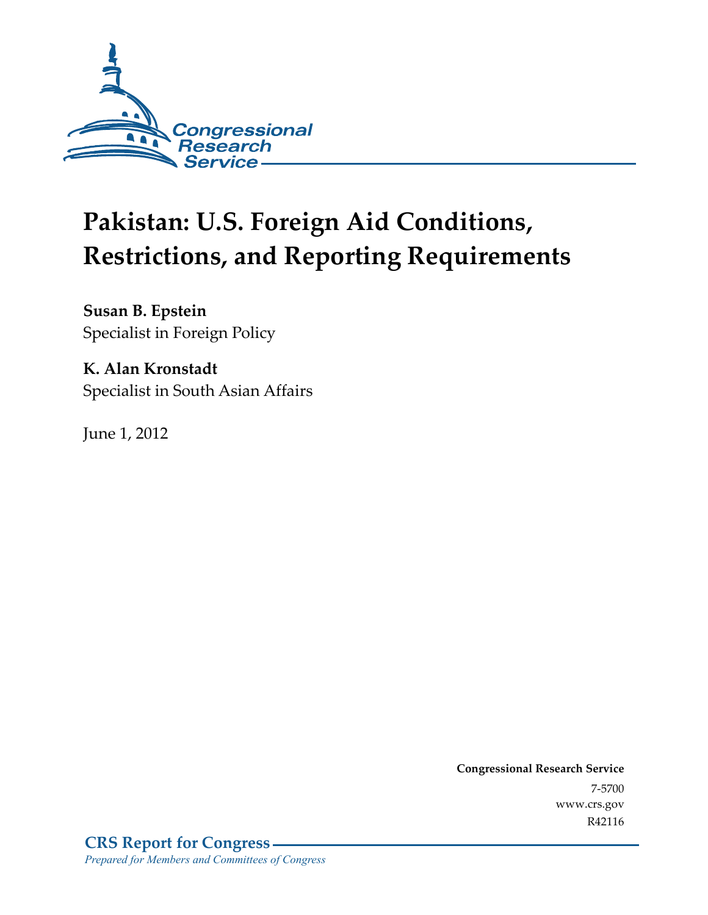Congressional Research Service

# Pakistan: U.S. Foreign Aid Conditions, Restrictions, and Reporting Requirements

**Susan B. Epstein**
Specialist in Foreign Policy

**K. Alan Kronstadt**
Specialist in South Asian Affairs

June 1, 2012

**Congressional Research Service**
7-5700
www.crs.gov
R42116

**CRS Report for Congress**
*Prepared for Members and Committees of Congress*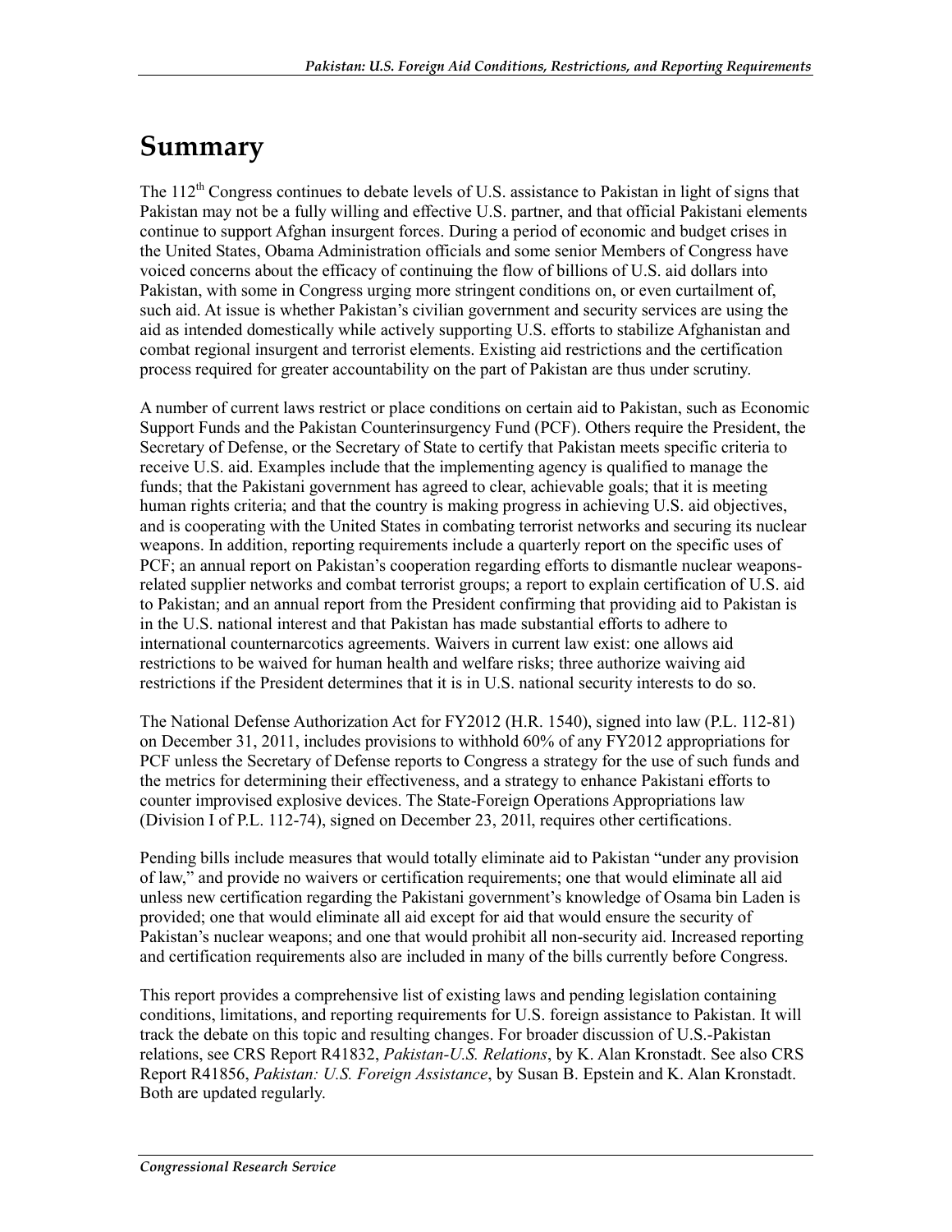# Summary

The 112th Congress continues to debate levels of U.S. assistance to Pakistan in light of signs that Pakistan may not be a fully willing and effective U.S. partner, and that official Pakistani elements continue to support Afghan insurgent forces. During a period of economic and budget crises in the United States, Obama Administration officials and some senior Members of Congress have voiced concerns about the efficacy of continuing the flow of billions of U.S. aid dollars into Pakistan, with some in Congress urging more stringent conditions on, or even curtailment of, such aid. At issue is whether Pakistan's civilian government and security services are using the aid as intended domestically while actively supporting U.S. efforts to stabilize Afghanistan and combat regional insurgent and terrorist elements. Existing aid restrictions and the certification process required for greater accountability on the part of Pakistan are thus under scrutiny.

A number of current laws restrict or place conditions on certain aid to Pakistan, such as Economic Support Funds and the Pakistan Counterinsurgency Fund (PCF). Others require the President, the Secretary of Defense, or the Secretary of State to certify that Pakistan meets specific criteria to receive U.S. aid. Examples include that the implementing agency is qualified to manage the funds; that the Pakistani government has agreed to clear, achievable goals; that it is meeting human rights criteria; and that the country is making progress in achieving U.S. aid objectives, and is cooperating with the United States in combating terrorist networks and securing its nuclear weapons. In addition, reporting requirements include a quarterly report on the specific uses of PCF; an annual report on Pakistan's cooperation regarding efforts to dismantle nuclear weapons-related supplier networks and combat terrorist groups; a report to explain certification of U.S. aid to Pakistan; and an annual report from the President confirming that providing aid to Pakistan is in the U.S. national interest and that Pakistan has made substantial efforts to adhere to international counternarcotics agreements. Waivers in current law exist: one allows aid restrictions to be waived for human health and welfare risks; three authorize waiving aid restrictions if the President determines that it is in U.S. national security interests to do so.

The National Defense Authorization Act for FY2012 (H.R. 1540), signed into law (P.L. 112-81) on December 31, 2011, includes provisions to withhold 60% of any FY2012 appropriations for PCF unless the Secretary of Defense reports to Congress a strategy for the use of such funds and the metrics for determining their effectiveness, and a strategy to enhance Pakistani efforts to counter improvised explosive devices. The State-Foreign Operations Appropriations law (Division I of P.L. 112-74), signed on December 23, 201l, requires other certifications.

Pending bills include measures that would totally eliminate aid to Pakistan "under any provision of law," and provide no waivers or certification requirements; one that would eliminate all aid unless new certification regarding the Pakistani government's knowledge of Osama bin Laden is provided; one that would eliminate all aid except for aid that would ensure the security of Pakistan's nuclear weapons; and one that would prohibit all non-security aid. Increased reporting and certification requirements also are included in many of the bills currently before Congress.

This report provides a comprehensive list of existing laws and pending legislation containing conditions, limitations, and reporting requirements for U.S. foreign assistance to Pakistan. It will track the debate on this topic and resulting changes. For broader discussion of U.S.-Pakistan relations, see CRS Report R41832, *Pakistan-U.S. Relations*, by K. Alan Kronstadt. See also CRS Report R41856, *Pakistan: U.S. Foreign Assistance*, by Susan B. Epstein and K. Alan Kronstadt. Both are updated regularly.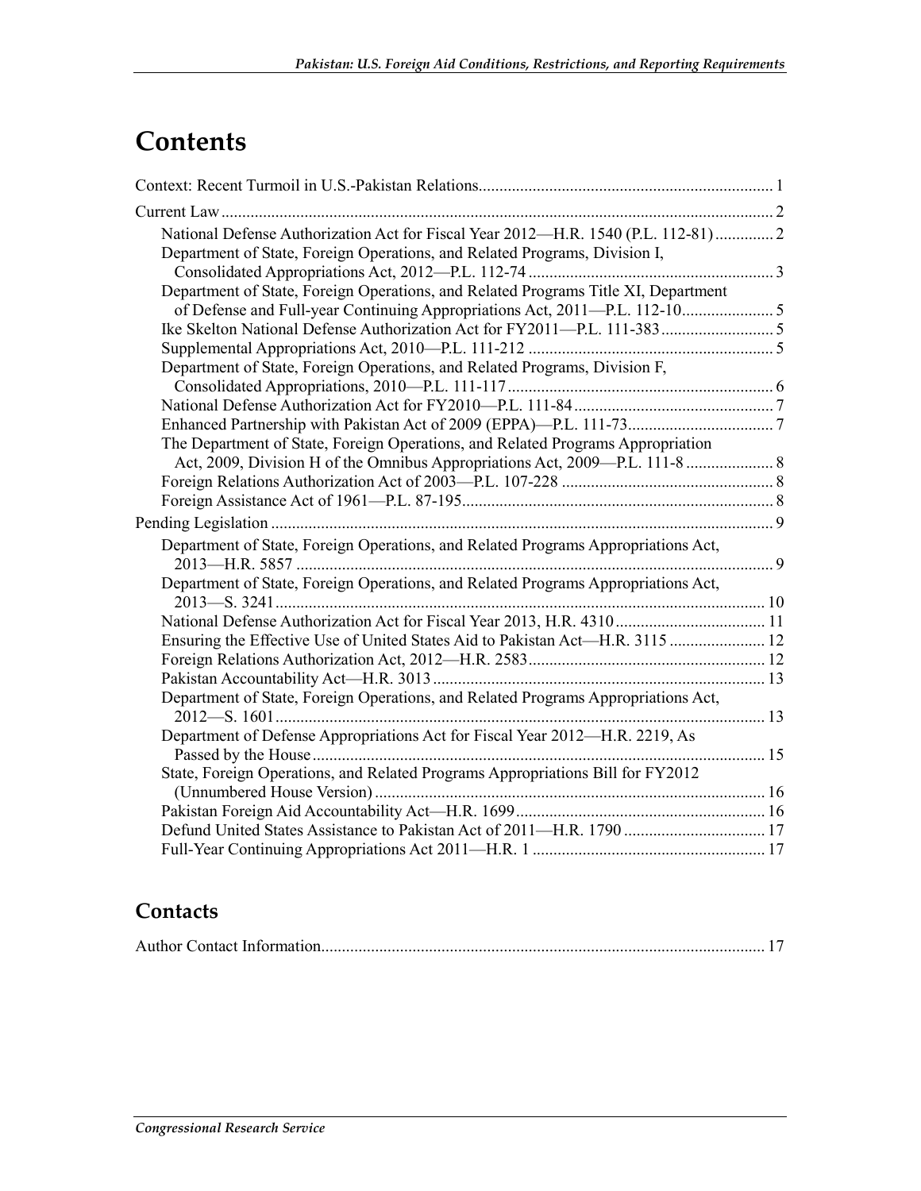# Contents

Context: Recent Turmoil in U.S.-Pakistan Relations ........ 1

Current Law ........ 2

- National Defense Authorization Act for Fiscal Year 2012—H.R. 1540 (P.L. 112-81) ........ 2
- Department of State, Foreign Operations, and Related Programs, Division I, Consolidated Appropriations Act, 2012—P.L. 112-74 ........ 3
- Department of State, Foreign Operations, and Related Programs Title XI, Department of Defense and Full-year Continuing Appropriations Act, 2011—P.L. 112-10 ........ 5
- Ike Skelton National Defense Authorization Act for FY2011—P.L. 111-383 ........ 5
- Supplemental Appropriations Act, 2010—P.L. 111-212 ........ 5
- Department of State, Foreign Operations, and Related Programs, Division F, Consolidated Appropriations, 2010—P.L. 111-117 ........ 6
- National Defense Authorization Act for FY2010—P.L. 111-84 ........ 7
- Enhanced Partnership with Pakistan Act of 2009 (EPPA)—P.L. 111-73 ........ 7
- The Department of State, Foreign Operations, and Related Programs Appropriation Act, 2009, Division H of the Omnibus Appropriations Act, 2009—P.L. 111-8 ........ 8
- Foreign Relations Authorization Act of 2003—P.L. 107-228 ........ 8
- Foreign Assistance Act of 1961—P.L. 87-195 ........ 8

Pending Legislation ........ 9

- Department of State, Foreign Operations, and Related Programs Appropriations Act, 2013—H.R. 5857 ........ 9
- Department of State, Foreign Operations, and Related Programs Appropriations Act, 2013—S. 3241 ........ 10
- National Defense Authorization Act for Fiscal Year 2013, H.R. 4310 ........ 11
- Ensuring the Effective Use of United States Aid to Pakistan Act—H.R. 3115 ........ 12
- Foreign Relations Authorization Act, 2012—H.R. 2583 ........ 12
- Pakistan Accountability Act—H.R. 3013 ........ 13
- Department of State, Foreign Operations, and Related Programs Appropriations Act, 2012—S. 1601 ........ 13
- Department of Defense Appropriations Act for Fiscal Year 2012—H.R. 2219, As Passed by the House ........ 15
- State, Foreign Operations, and Related Programs Appropriations Bill for FY2012 (Unnumbered House Version) ........ 16
- Pakistan Foreign Aid Accountability Act—H.R. 1699 ........ 16
- Defund United States Assistance to Pakistan Act of 2011—H.R. 1790 ........ 17
- Full-Year Continuing Appropriations Act 2011—H.R. 1 ........ 17

## Contacts

Author Contact Information ........ 17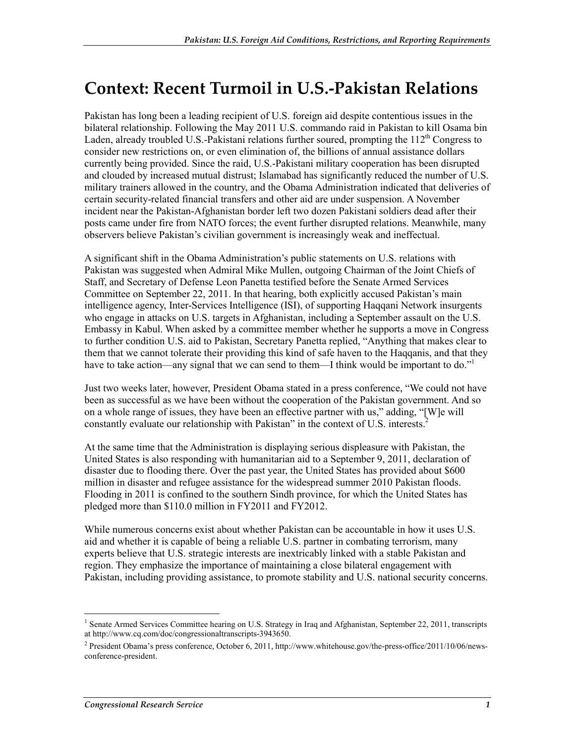# Context: Recent Turmoil in U.S.-Pakistan Relations

Pakistan has long been a leading recipient of U.S. foreign aid despite contentious issues in the bilateral relationship. Following the May 2011 U.S. commando raid in Pakistan to kill Osama bin Laden, already troubled U.S.-Pakistani relations further soured, prompting the 112th Congress to consider new restrictions on, or even elimination of, the billions of annual assistance dollars currently being provided. Since the raid, U.S.-Pakistani military cooperation has been disrupted and clouded by increased mutual distrust; Islamabad has significantly reduced the number of U.S. military trainers allowed in the country, and the Obama Administration indicated that deliveries of certain security-related financial transfers and other aid are under suspension. A November incident near the Pakistan-Afghanistan border left two dozen Pakistani soldiers dead after their posts came under fire from NATO forces; the event further disrupted relations. Meanwhile, many observers believe Pakistan's civilian government is increasingly weak and ineffectual.

A significant shift in the Obama Administration's public statements on U.S. relations with Pakistan was suggested when Admiral Mike Mullen, outgoing Chairman of the Joint Chiefs of Staff, and Secretary of Defense Leon Panetta testified before the Senate Armed Services Committee on September 22, 2011. In that hearing, both explicitly accused Pakistan's main intelligence agency, Inter-Services Intelligence (ISI), of supporting Haqqani Network insurgents who engage in attacks on U.S. targets in Afghanistan, including a September assault on the U.S. Embassy in Kabul. When asked by a committee member whether he supports a move in Congress to further condition U.S. aid to Pakistan, Secretary Panetta replied, "Anything that makes clear to them that we cannot tolerate their providing this kind of safe haven to the Haqqanis, and that they have to take action—any signal that we can send to them—I think would be important to do."[1]

Just two weeks later, however, President Obama stated in a press conference, "We could not have been as successful as we have been without the cooperation of the Pakistan government. And so on a whole range of issues, they have been an effective partner with us," adding, "[W]e will constantly evaluate our relationship with Pakistan" in the context of U.S. interests.[2]

At the same time that the Administration is displaying serious displeasure with Pakistan, the United States is also responding with humanitarian aid to a September 9, 2011, declaration of disaster due to flooding there. Over the past year, the United States has provided about $600 million in disaster and refugee assistance for the widespread summer 2010 Pakistan floods. Flooding in 2011 is confined to the southern Sindh province, for which the United States has pledged more than $110.0 million in FY2011 and FY2012.

While numerous concerns exist about whether Pakistan can be accountable in how it uses U.S. aid and whether it is capable of being a reliable U.S. partner in combating terrorism, many experts believe that U.S. strategic interests are inextricably linked with a stable Pakistan and region. They emphasize the importance of maintaining a close bilateral engagement with Pakistan, including providing assistance, to promote stability and U.S. national security concerns.

---

[1] Senate Armed Services Committee hearing on U.S. Strategy in Iraq and Afghanistan, September 22, 2011, transcripts at http://www.cq.com/doc/congressionaltranscripts-3943650.

[2] President Obama's press conference, October 6, 2011, http://www.whitehouse.gov/the-press-office/2011/10/06/news-conference-president.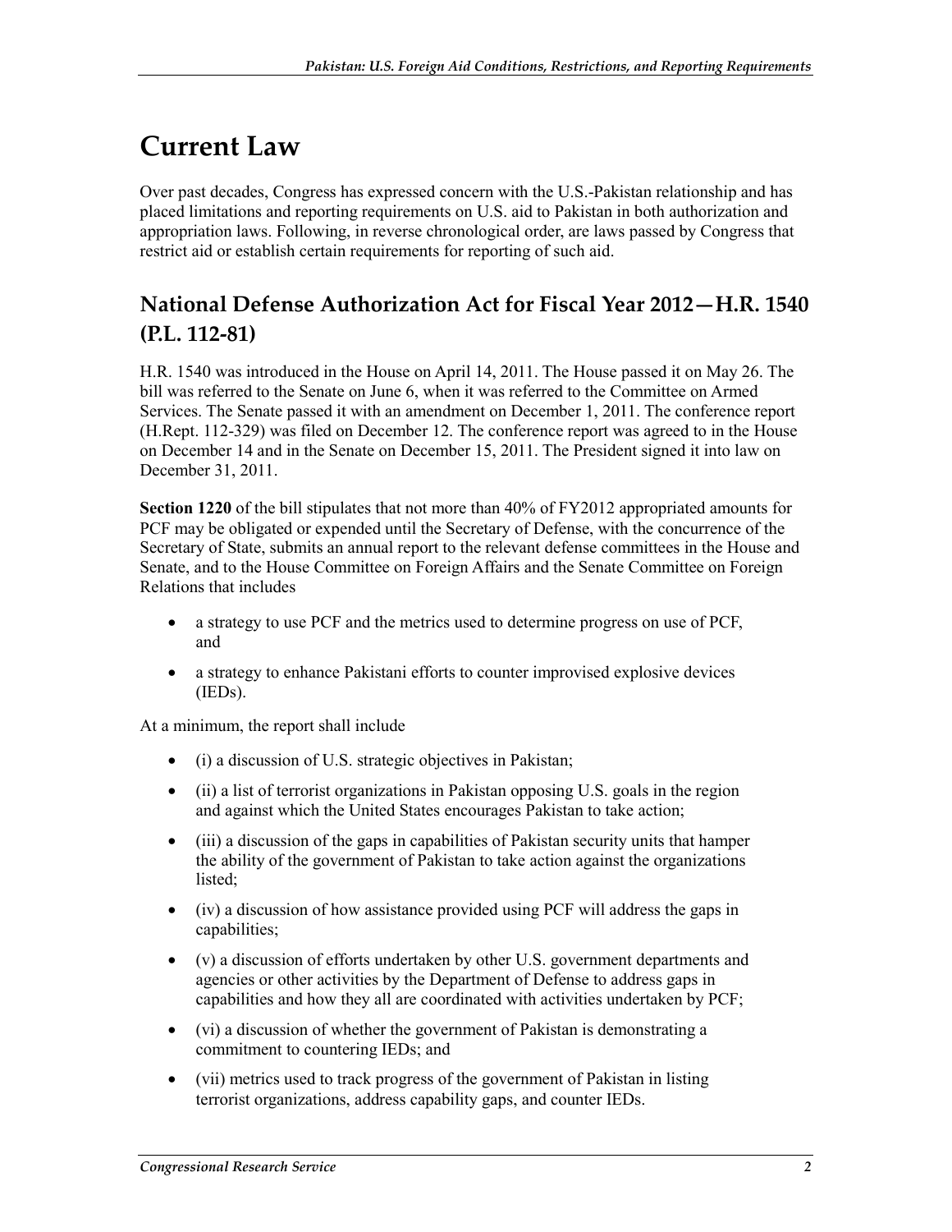# Current Law

Over past decades, Congress has expressed concern with the U.S.-Pakistan relationship and has placed limitations and reporting requirements on U.S. aid to Pakistan in both authorization and appropriation laws. Following, in reverse chronological order, are laws passed by Congress that restrict aid or establish certain requirements for reporting of such aid.

## National Defense Authorization Act for Fiscal Year 2012—H.R. 1540 (P.L. 112-81)

H.R. 1540 was introduced in the House on April 14, 2011. The House passed it on May 26. The bill was referred to the Senate on June 6, when it was referred to the Committee on Armed Services. The Senate passed it with an amendment on December 1, 2011. The conference report (H.Rept. 112-329) was filed on December 12. The conference report was agreed to in the House on December 14 and in the Senate on December 15, 2011. The President signed it into law on December 31, 2011.

**Section 1220** of the bill stipulates that not more than 40% of FY2012 appropriated amounts for PCF may be obligated or expended until the Secretary of Defense, with the concurrence of the Secretary of State, submits an annual report to the relevant defense committees in the House and Senate, and to the House Committee on Foreign Affairs and the Senate Committee on Foreign Relations that includes

- a strategy to use PCF and the metrics used to determine progress on use of PCF, and
- a strategy to enhance Pakistani efforts to counter improvised explosive devices (IEDs).

At a minimum, the report shall include

- (i) a discussion of U.S. strategic objectives in Pakistan;
- (ii) a list of terrorist organizations in Pakistan opposing U.S. goals in the region and against which the United States encourages Pakistan to take action;
- (iii) a discussion of the gaps in capabilities of Pakistan security units that hamper the ability of the government of Pakistan to take action against the organizations listed;
- (iv) a discussion of how assistance provided using PCF will address the gaps in capabilities;
- (v) a discussion of efforts undertaken by other U.S. government departments and agencies or other activities by the Department of Defense to address gaps in capabilities and how they all are coordinated with activities undertaken by PCF;
- (vi) a discussion of whether the government of Pakistan is demonstrating a commitment to countering IEDs; and
- (vii) metrics used to track progress of the government of Pakistan in listing terrorist organizations, address capability gaps, and counter IEDs.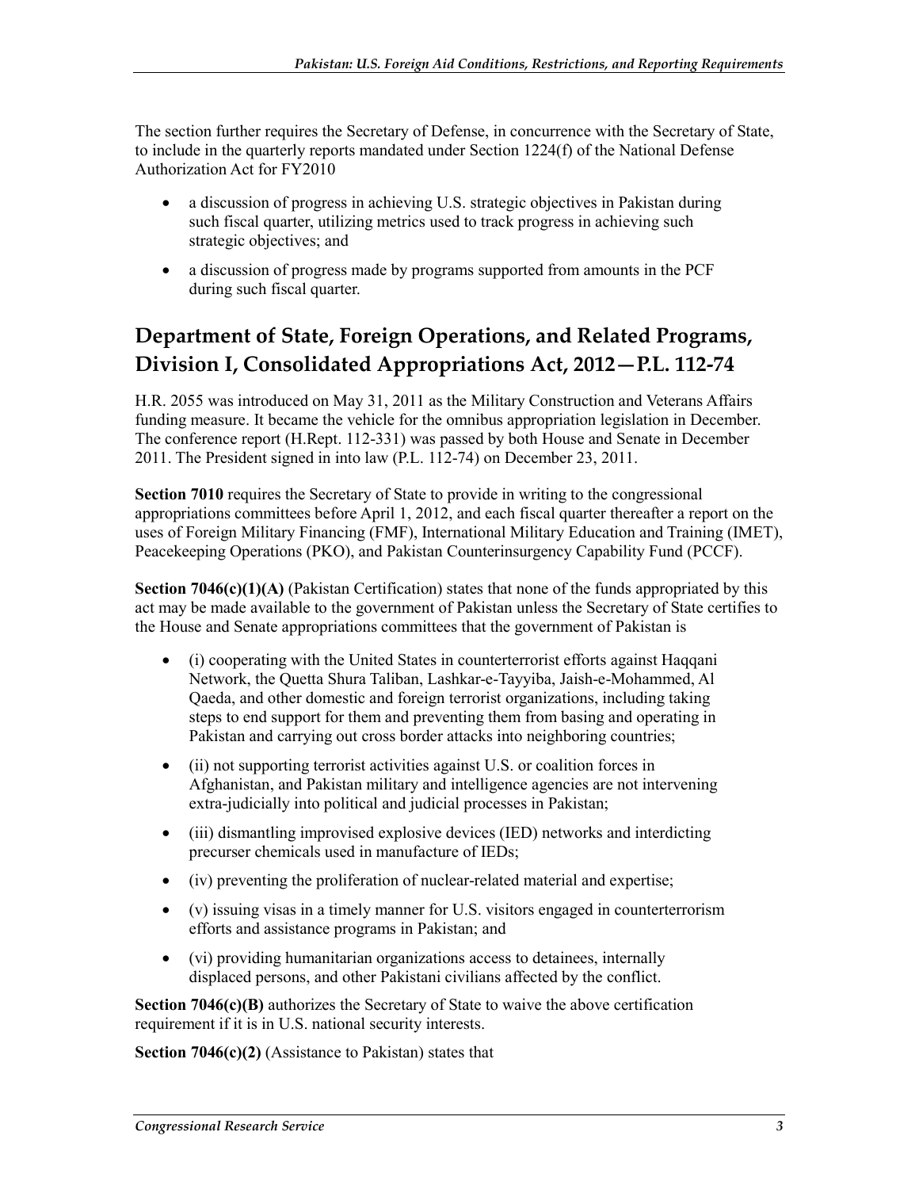The section further requires the Secretary of Defense, in concurrence with the Secretary of State, to include in the quarterly reports mandated under Section 1224(f) of the National Defense Authorization Act for FY2010

- a discussion of progress in achieving U.S. strategic objectives in Pakistan during such fiscal quarter, utilizing metrics used to track progress in achieving such strategic objectives; and
- a discussion of progress made by programs supported from amounts in the PCF during such fiscal quarter.

## Department of State, Foreign Operations, and Related Programs, Division I, Consolidated Appropriations Act, 2012—P.L. 112-74

H.R. 2055 was introduced on May 31, 2011 as the Military Construction and Veterans Affairs funding measure. It became the vehicle for the omnibus appropriation legislation in December. The conference report (H.Rept. 112-331) was passed by both House and Senate in December 2011. The President signed in into law (P.L. 112-74) on December 23, 2011.

**Section 7010** requires the Secretary of State to provide in writing to the congressional appropriations committees before April 1, 2012, and each fiscal quarter thereafter a report on the uses of Foreign Military Financing (FMF), International Military Education and Training (IMET), Peacekeeping Operations (PKO), and Pakistan Counterinsurgency Capability Fund (PCCF).

**Section 7046(c)(1)(A)** (Pakistan Certification) states that none of the funds appropriated by this act may be made available to the government of Pakistan unless the Secretary of State certifies to the House and Senate appropriations committees that the government of Pakistan is

- (i) cooperating with the United States in counterterrorist efforts against Haqqani Network, the Quetta Shura Taliban, Lashkar-e-Tayyiba, Jaish-e-Mohammed, Al Qaeda, and other domestic and foreign terrorist organizations, including taking steps to end support for them and preventing them from basing and operating in Pakistan and carrying out cross border attacks into neighboring countries;
- (ii) not supporting terrorist activities against U.S. or coalition forces in Afghanistan, and Pakistan military and intelligence agencies are not intervening extra-judicially into political and judicial processes in Pakistan;
- (iii) dismantling improvised explosive devices (IED) networks and interdicting precurser chemicals used in manufacture of IEDs;
- (iv) preventing the proliferation of nuclear-related material and expertise;
- (v) issuing visas in a timely manner for U.S. visitors engaged in counterterrorism efforts and assistance programs in Pakistan; and
- (vi) providing humanitarian organizations access to detainees, internally displaced persons, and other Pakistani civilians affected by the conflict.

**Section 7046(c)(B)** authorizes the Secretary of State to waive the above certification requirement if it is in U.S. national security interests.

**Section 7046(c)(2)** (Assistance to Pakistan) states that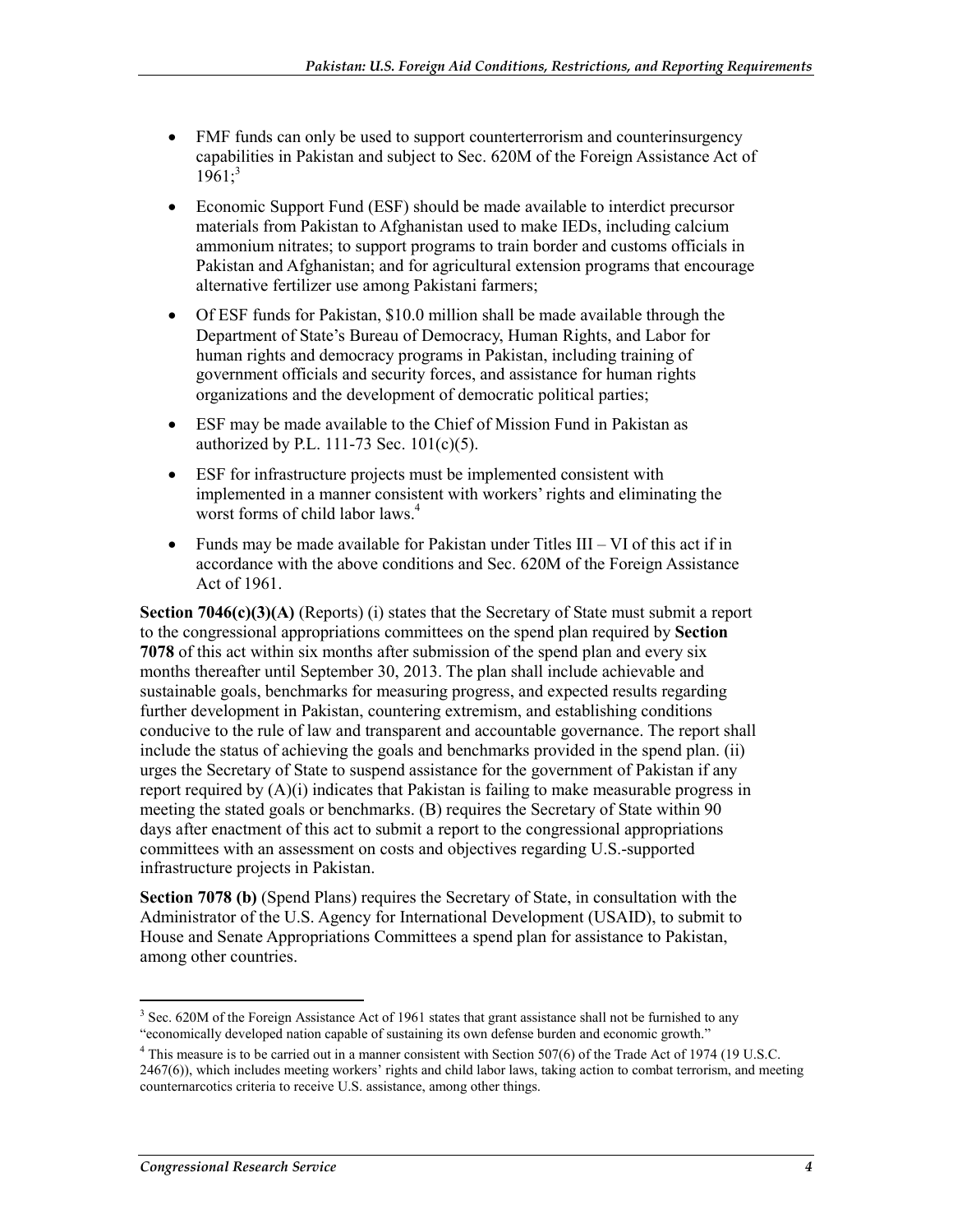- FMF funds can only be used to support counterterrorism and counterinsurgency capabilities in Pakistan and subject to Sec. 620M of the Foreign Assistance Act of 1961;[3]
- Economic Support Fund (ESF) should be made available to interdict precursor materials from Pakistan to Afghanistan used to make IEDs, including calcium ammonium nitrates; to support programs to train border and customs officials in Pakistan and Afghanistan; and for agricultural extension programs that encourage alternative fertilizer use among Pakistani farmers;
- Of ESF funds for Pakistan, \$10.0 million shall be made available through the Department of State's Bureau of Democracy, Human Rights, and Labor for human rights and democracy programs in Pakistan, including training of government officials and security forces, and assistance for human rights organizations and the development of democratic political parties;
- ESF may be made available to the Chief of Mission Fund in Pakistan as authorized by P.L. 111-73 Sec. 101(c)(5).
- ESF for infrastructure projects must be implemented consistent with implemented in a manner consistent with workers' rights and eliminating the worst forms of child labor laws.[4]
- Funds may be made available for Pakistan under Titles III – VI of this act if in accordance with the above conditions and Sec. 620M of the Foreign Assistance Act of 1961.

**Section 7046(c)(3)(A)** (Reports) (i) states that the Secretary of State must submit a report to the congressional appropriations committees on the spend plan required by **Section 7078** of this act within six months after submission of the spend plan and every six months thereafter until September 30, 2013. The plan shall include achievable and sustainable goals, benchmarks for measuring progress, and expected results regarding further development in Pakistan, countering extremism, and establishing conditions conducive to the rule of law and transparent and accountable governance. The report shall include the status of achieving the goals and benchmarks provided in the spend plan. (ii) urges the Secretary of State to suspend assistance for the government of Pakistan if any report required by (A)(i) indicates that Pakistan is failing to make measurable progress in meeting the stated goals or benchmarks. (B) requires the Secretary of State within 90 days after enactment of this act to submit a report to the congressional appropriations committees with an assessment on costs and objectives regarding U.S.-supported infrastructure projects in Pakistan.

**Section 7078 (b)** (Spend Plans) requires the Secretary of State, in consultation with the Administrator of the U.S. Agency for International Development (USAID), to submit to House and Senate Appropriations Committees a spend plan for assistance to Pakistan, among other countries.

---

[3] Sec. 620M of the Foreign Assistance Act of 1961 states that grant assistance shall not be furnished to any "economically developed nation capable of sustaining its own defense burden and economic growth."

[4] This measure is to be carried out in a manner consistent with Section 507(6) of the Trade Act of 1974 (19 U.S.C. 2467(6)), which includes meeting workers' rights and child labor laws, taking action to combat terrorism, and meeting counternarcotics criteria to receive U.S. assistance, among other things.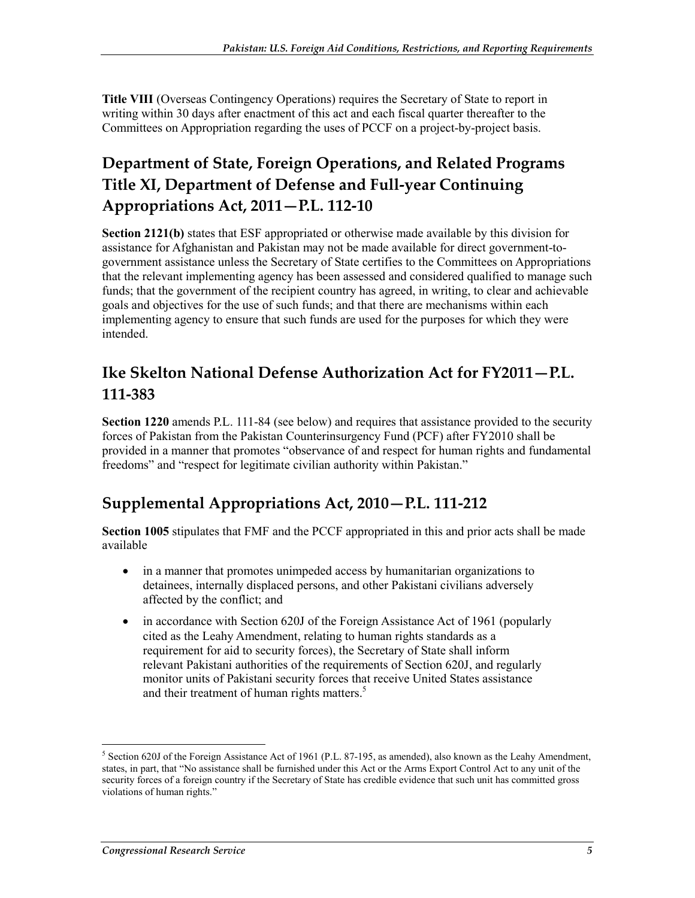**Title VIII** (Overseas Contingency Operations) requires the Secretary of State to report in writing within 30 days after enactment of this act and each fiscal quarter thereafter to the Committees on Appropriation regarding the uses of PCCF on a project-by-project basis.

## Department of State, Foreign Operations, and Related Programs Title XI, Department of Defense and Full-year Continuing Appropriations Act, 2011—P.L. 112-10

**Section 2121(b)** states that ESF appropriated or otherwise made available by this division for assistance for Afghanistan and Pakistan may not be made available for direct government-to-government assistance unless the Secretary of State certifies to the Committees on Appropriations that the relevant implementing agency has been assessed and considered qualified to manage such funds; that the government of the recipient country has agreed, in writing, to clear and achievable goals and objectives for the use of such funds; and that there are mechanisms within each implementing agency to ensure that such funds are used for the purposes for which they were intended.

## Ike Skelton National Defense Authorization Act for FY2011—P.L. 111-383

**Section 1220** amends P.L. 111-84 (see below) and requires that assistance provided to the security forces of Pakistan from the Pakistan Counterinsurgency Fund (PCF) after FY2010 shall be provided in a manner that promotes "observance of and respect for human rights and fundamental freedoms" and "respect for legitimate civilian authority within Pakistan."

## Supplemental Appropriations Act, 2010—P.L. 111-212

**Section 1005** stipulates that FMF and the PCCF appropriated in this and prior acts shall be made available

- in a manner that promotes unimpeded access by humanitarian organizations to detainees, internally displaced persons, and other Pakistani civilians adversely affected by the conflict; and
- in accordance with Section 620J of the Foreign Assistance Act of 1961 (popularly cited as the Leahy Amendment, relating to human rights standards as a requirement for aid to security forces), the Secretary of State shall inform relevant Pakistani authorities of the requirements of Section 620J, and regularly monitor units of Pakistani security forces that receive United States assistance and their treatment of human rights matters.[5]

[5] Section 620J of the Foreign Assistance Act of 1961 (P.L. 87-195, as amended), also known as the Leahy Amendment, states, in part, that "No assistance shall be furnished under this Act or the Arms Export Control Act to any unit of the security forces of a foreign country if the Secretary of State has credible evidence that such unit has committed gross violations of human rights."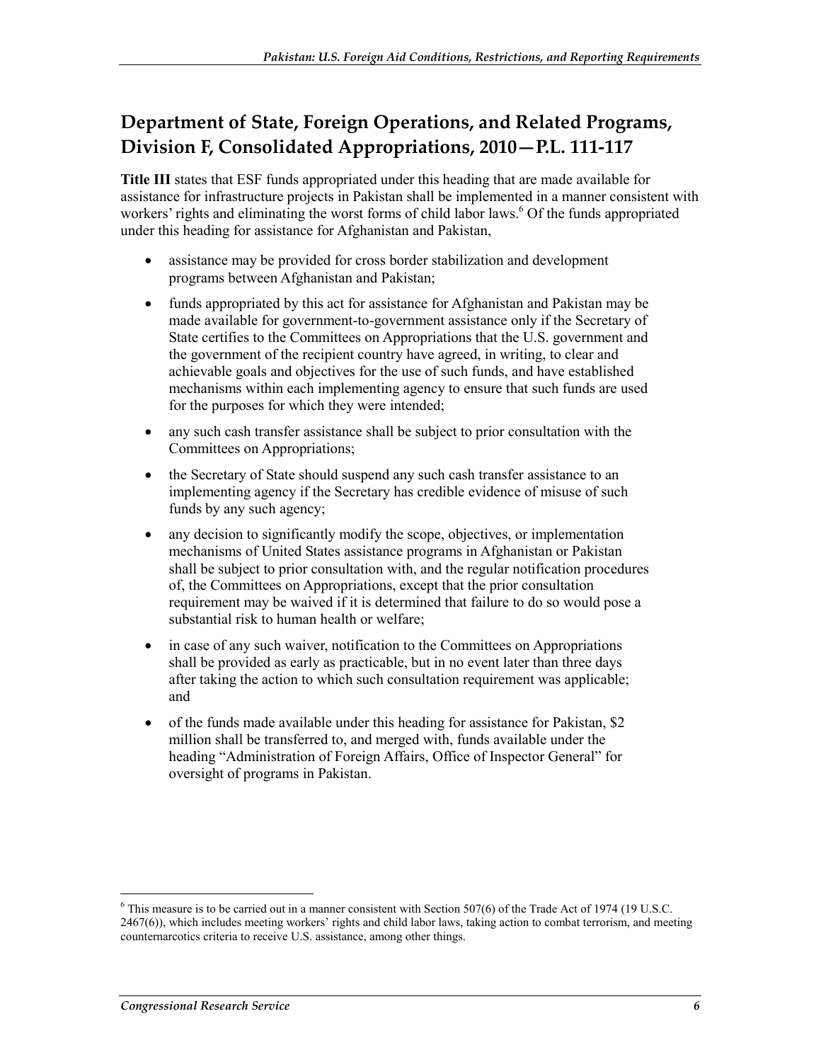## Department of State, Foreign Operations, and Related Programs, Division F, Consolidated Appropriations, 2010—P.L. 111-117

**Title III** states that ESF funds appropriated under this heading that are made available for assistance for infrastructure projects in Pakistan shall be implemented in a manner consistent with workers' rights and eliminating the worst forms of child labor laws.[6] Of the funds appropriated under this heading for assistance for Afghanistan and Pakistan,

- assistance may be provided for cross border stabilization and development programs between Afghanistan and Pakistan;
- funds appropriated by this act for assistance for Afghanistan and Pakistan may be made available for government-to-government assistance only if the Secretary of State certifies to the Committees on Appropriations that the U.S. government and the government of the recipient country have agreed, in writing, to clear and achievable goals and objectives for the use of such funds, and have established mechanisms within each implementing agency to ensure that such funds are used for the purposes for which they were intended;
- any such cash transfer assistance shall be subject to prior consultation with the Committees on Appropriations;
- the Secretary of State should suspend any such cash transfer assistance to an implementing agency if the Secretary has credible evidence of misuse of such funds by any such agency;
- any decision to significantly modify the scope, objectives, or implementation mechanisms of United States assistance programs in Afghanistan or Pakistan shall be subject to prior consultation with, and the regular notification procedures of, the Committees on Appropriations, except that the prior consultation requirement may be waived if it is determined that failure to do so would pose a substantial risk to human health or welfare;
- in case of any such waiver, notification to the Committees on Appropriations shall be provided as early as practicable, but in no event later than three days after taking the action to which such consultation requirement was applicable; and
- of the funds made available under this heading for assistance for Pakistan, $2 million shall be transferred to, and merged with, funds available under the heading "Administration of Foreign Affairs, Office of Inspector General" for oversight of programs in Pakistan.

---

[6] This measure is to be carried out in a manner consistent with Section 507(6) of the Trade Act of 1974 (19 U.S.C. 2467(6)), which includes meeting workers' rights and child labor laws, taking action to combat terrorism, and meeting counternarcotics criteria to receive U.S. assistance, among other things.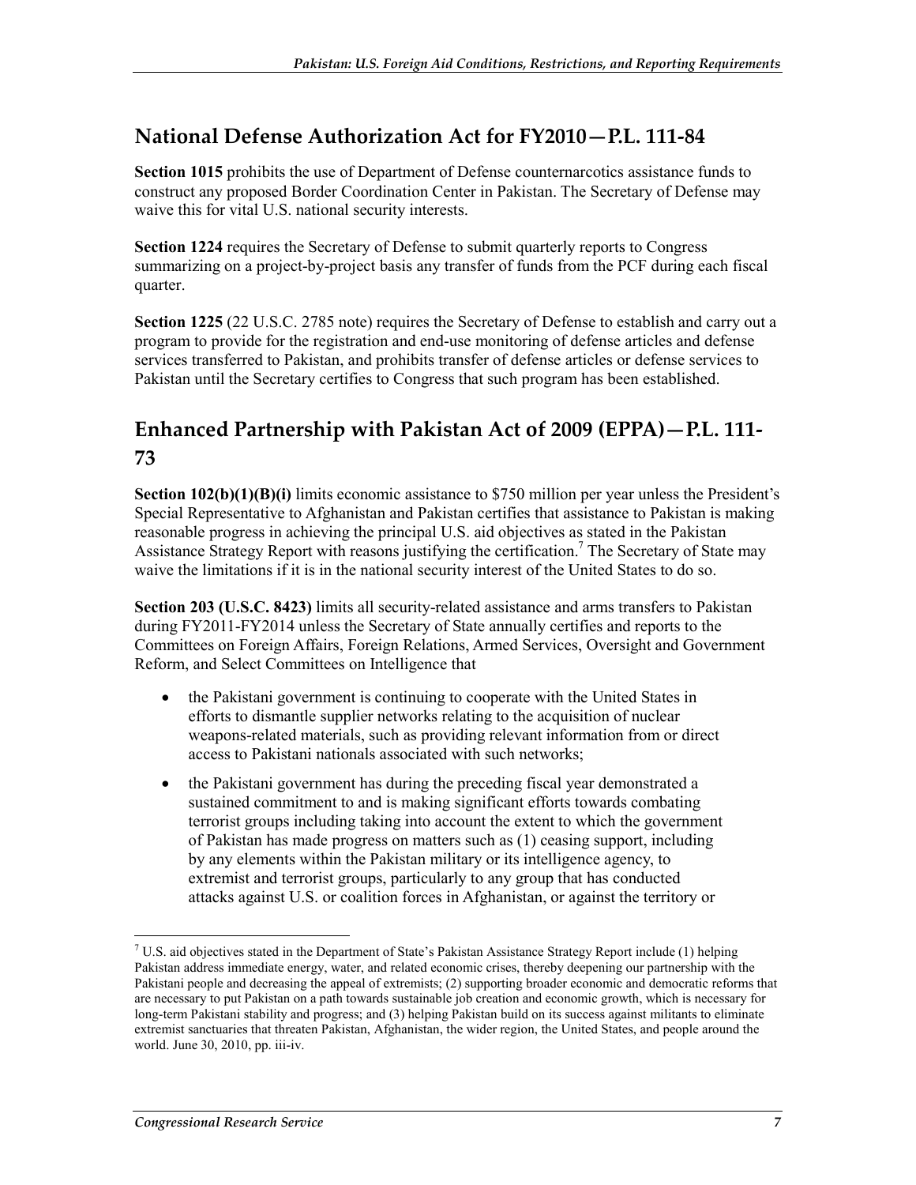## National Defense Authorization Act for FY2010—P.L. 111-84

**Section 1015** prohibits the use of Department of Defense counternarcotics assistance funds to construct any proposed Border Coordination Center in Pakistan. The Secretary of Defense may waive this for vital U.S. national security interests.

**Section 1224** requires the Secretary of Defense to submit quarterly reports to Congress summarizing on a project-by-project basis any transfer of funds from the PCF during each fiscal quarter.

**Section 1225** (22 U.S.C. 2785 note) requires the Secretary of Defense to establish and carry out a program to provide for the registration and end-use monitoring of defense articles and defense services transferred to Pakistan, and prohibits transfer of defense articles or defense services to Pakistan until the Secretary certifies to Congress that such program has been established.

## Enhanced Partnership with Pakistan Act of 2009 (EPPA)—P.L. 111-73

**Section 102(b)(1)(B)(i)** limits economic assistance to $750 million per year unless the President's Special Representative to Afghanistan and Pakistan certifies that assistance to Pakistan is making reasonable progress in achieving the principal U.S. aid objectives as stated in the Pakistan Assistance Strategy Report with reasons justifying the certification.[7] The Secretary of State may waive the limitations if it is in the national security interest of the United States to do so.

**Section 203 (U.S.C. 8423)** limits all security-related assistance and arms transfers to Pakistan during FY2011-FY2014 unless the Secretary of State annually certifies and reports to the Committees on Foreign Affairs, Foreign Relations, Armed Services, Oversight and Government Reform, and Select Committees on Intelligence that

- the Pakistani government is continuing to cooperate with the United States in efforts to dismantle supplier networks relating to the acquisition of nuclear weapons-related materials, such as providing relevant information from or direct access to Pakistani nationals associated with such networks;
- the Pakistani government has during the preceding fiscal year demonstrated a sustained commitment to and is making significant efforts towards combating terrorist groups including taking into account the extent to which the government of Pakistan has made progress on matters such as (1) ceasing support, including by any elements within the Pakistan military or its intelligence agency, to extremist and terrorist groups, particularly to any group that has conducted attacks against U.S. or coalition forces in Afghanistan, or against the territory or

[7] U.S. aid objectives stated in the Department of State's Pakistan Assistance Strategy Report include (1) helping Pakistan address immediate energy, water, and related economic crises, thereby deepening our partnership with the Pakistani people and decreasing the appeal of extremists; (2) supporting broader economic and democratic reforms that are necessary to put Pakistan on a path towards sustainable job creation and economic growth, which is necessary for long-term Pakistani stability and progress; and (3) helping Pakistan build on its success against militants to eliminate extremist sanctuaries that threaten Pakistan, Afghanistan, the wider region, the United States, and people around the world. June 30, 2010, pp. iii-iv.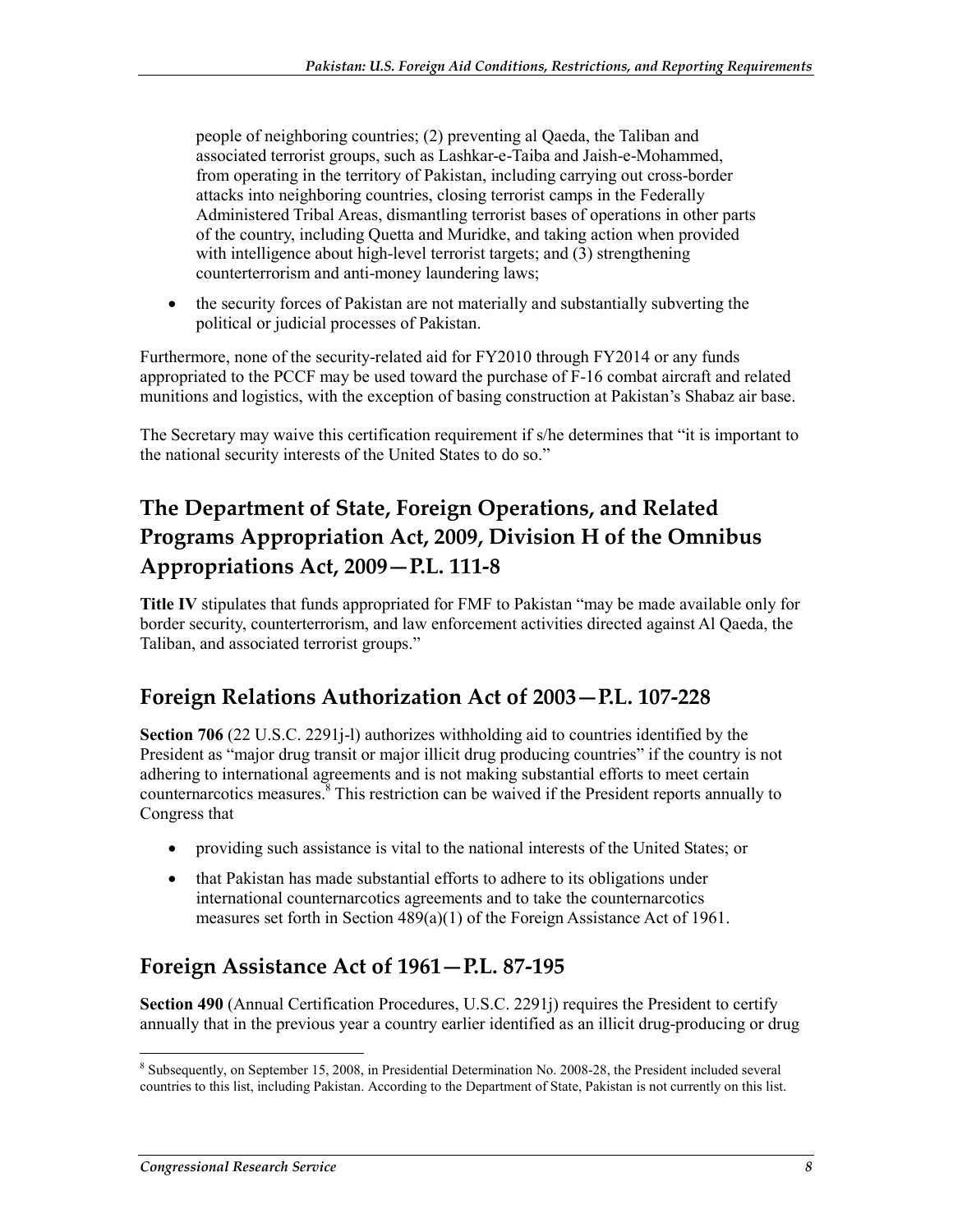people of neighboring countries; (2) preventing al Qaeda, the Taliban and associated terrorist groups, such as Lashkar-e-Taiba and Jaish-e-Mohammed, from operating in the territory of Pakistan, including carrying out cross-border attacks into neighboring countries, closing terrorist camps in the Federally Administered Tribal Areas, dismantling terrorist bases of operations in other parts of the country, including Quetta and Muridke, and taking action when provided with intelligence about high-level terrorist targets; and (3) strengthening counterterrorism and anti-money laundering laws;

- the security forces of Pakistan are not materially and substantially subverting the political or judicial processes of Pakistan.

Furthermore, none of the security-related aid for FY2010 through FY2014 or any funds appropriated to the PCCF may be used toward the purchase of F-16 combat aircraft and related munitions and logistics, with the exception of basing construction at Pakistan's Shabaz air base.

The Secretary may waive this certification requirement if s/he determines that "it is important to the national security interests of the United States to do so."

## The Department of State, Foreign Operations, and Related Programs Appropriation Act, 2009, Division H of the Omnibus Appropriations Act, 2009—P.L. 111-8

**Title IV** stipulates that funds appropriated for FMF to Pakistan "may be made available only for border security, counterterrorism, and law enforcement activities directed against Al Qaeda, the Taliban, and associated terrorist groups."

## Foreign Relations Authorization Act of 2003—P.L. 107-228

**Section 706** (22 U.S.C. 2291j-l) authorizes withholding aid to countries identified by the President as "major drug transit or major illicit drug producing countries" if the country is not adhering to international agreements and is not making substantial efforts to meet certain counternarcotics measures.[8] This restriction can be waived if the President reports annually to Congress that

- providing such assistance is vital to the national interests of the United States; or
- that Pakistan has made substantial efforts to adhere to its obligations under international counternarcotics agreements and to take the counternarcotics measures set forth in Section 489(a)(1) of the Foreign Assistance Act of 1961.

## Foreign Assistance Act of 1961—P.L. 87-195

**Section 490** (Annual Certification Procedures, U.S.C. 2291j) requires the President to certify annually that in the previous year a country earlier identified as an illicit drug-producing or drug

[8] Subsequently, on September 15, 2008, in Presidential Determination No. 2008-28, the President included several countries to this list, including Pakistan. According to the Department of State, Pakistan is not currently on this list.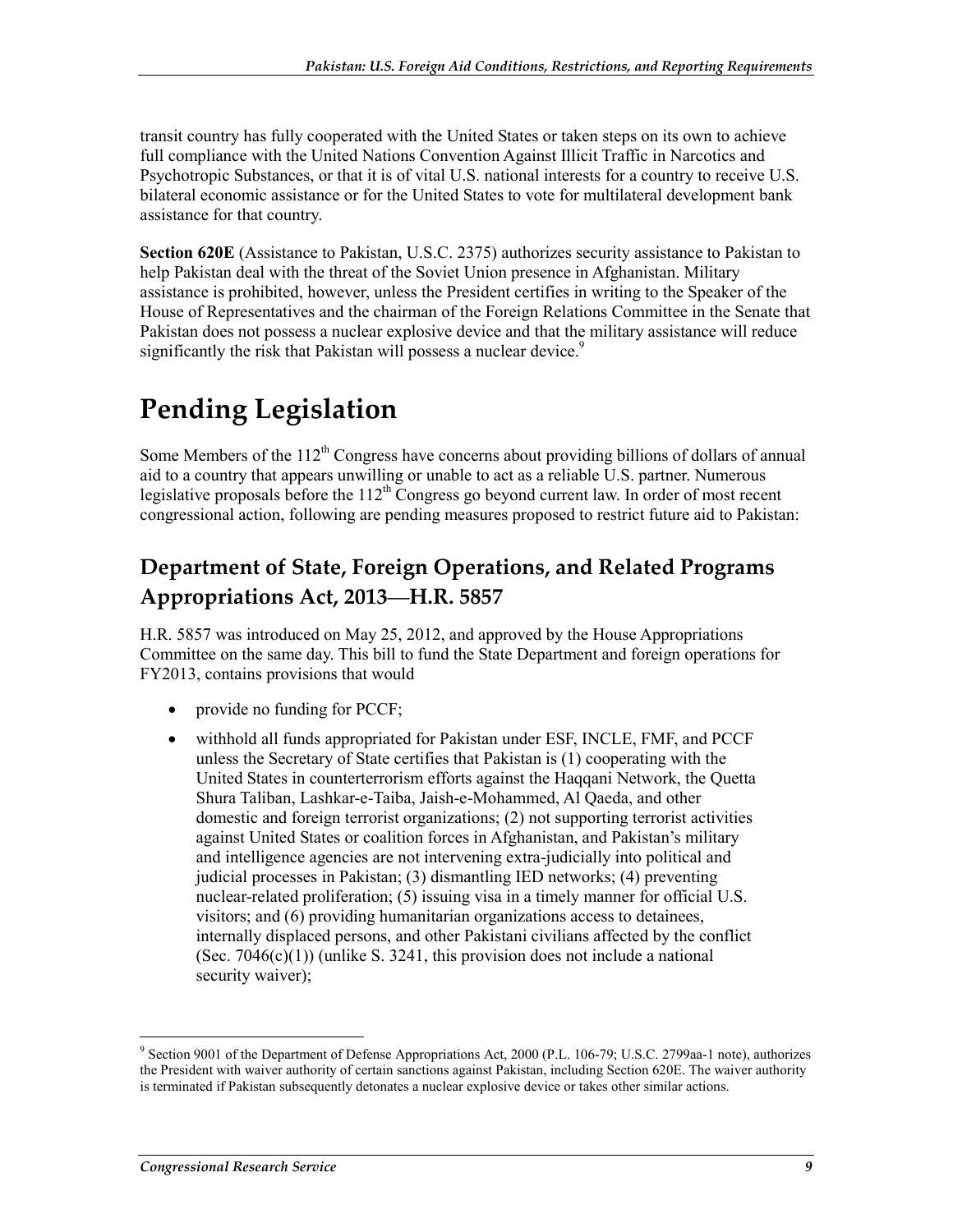transit country has fully cooperated with the United States or taken steps on its own to achieve full compliance with the United Nations Convention Against Illicit Traffic in Narcotics and Psychotropic Substances, or that it is of vital U.S. national interests for a country to receive U.S. bilateral economic assistance or for the United States to vote for multilateral development bank assistance for that country.

**Section 620E** (Assistance to Pakistan, U.S.C. 2375) authorizes security assistance to Pakistan to help Pakistan deal with the threat of the Soviet Union presence in Afghanistan. Military assistance is prohibited, however, unless the President certifies in writing to the Speaker of the House of Representatives and the chairman of the Foreign Relations Committee in the Senate that Pakistan does not possess a nuclear explosive device and that the military assistance will reduce significantly the risk that Pakistan will possess a nuclear device.[9]

# Pending Legislation

Some Members of the 112th Congress have concerns about providing billions of dollars of annual aid to a country that appears unwilling or unable to act as a reliable U.S. partner. Numerous legislative proposals before the 112th Congress go beyond current law. In order of most recent congressional action, following are pending measures proposed to restrict future aid to Pakistan:

## Department of State, Foreign Operations, and Related Programs Appropriations Act, 2013—H.R. 5857

H.R. 5857 was introduced on May 25, 2012, and approved by the House Appropriations Committee on the same day. This bill to fund the State Department and foreign operations for FY2013, contains provisions that would

- provide no funding for PCCF;
- withhold all funds appropriated for Pakistan under ESF, INCLE, FMF, and PCCF unless the Secretary of State certifies that Pakistan is (1) cooperating with the United States in counterterrorism efforts against the Haqqani Network, the Quetta Shura Taliban, Lashkar-e-Taiba, Jaish-e-Mohammed, Al Qaeda, and other domestic and foreign terrorist organizations; (2) not supporting terrorist activities against United States or coalition forces in Afghanistan, and Pakistan's military and intelligence agencies are not intervening extra-judicially into political and judicial processes in Pakistan; (3) dismantling IED networks; (4) preventing nuclear-related proliferation; (5) issuing visa in a timely manner for official U.S. visitors; and (6) providing humanitarian organizations access to detainees, internally displaced persons, and other Pakistani civilians affected by the conflict (Sec. 7046(c)(1)) (unlike S. 3241, this provision does not include a national security waiver);

[9] Section 9001 of the Department of Defense Appropriations Act, 2000 (P.L. 106-79; U.S.C. 2799aa-1 note), authorizes the President with waiver authority of certain sanctions against Pakistan, including Section 620E. The waiver authority is terminated if Pakistan subsequently detonates a nuclear explosive device or takes other similar actions.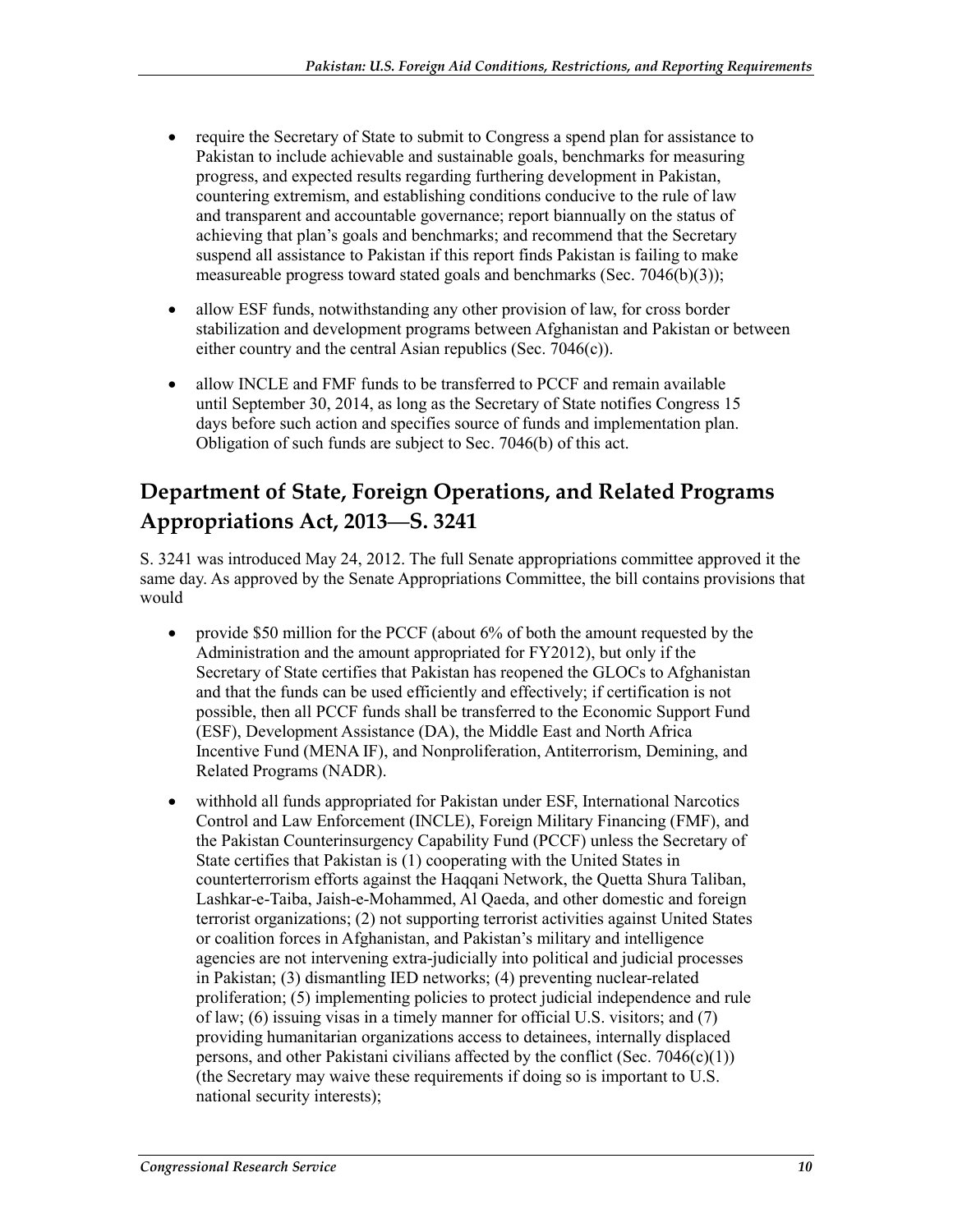- require the Secretary of State to submit to Congress a spend plan for assistance to Pakistan to include achievable and sustainable goals, benchmarks for measuring progress, and expected results regarding furthering development in Pakistan, countering extremism, and establishing conditions conducive to the rule of law and transparent and accountable governance; report biannually on the status of achieving that plan's goals and benchmarks; and recommend that the Secretary suspend all assistance to Pakistan if this report finds Pakistan is failing to make measureable progress toward stated goals and benchmarks (Sec. 7046(b)(3));
- allow ESF funds, notwithstanding any other provision of law, for cross border stabilization and development programs between Afghanistan and Pakistan or between either country and the central Asian republics (Sec. 7046(c)).
- allow INCLE and FMF funds to be transferred to PCCF and remain available until September 30, 2014, as long as the Secretary of State notifies Congress 15 days before such action and specifies source of funds and implementation plan. Obligation of such funds are subject to Sec. 7046(b) of this act.

## Department of State, Foreign Operations, and Related Programs Appropriations Act, 2013—S. 3241

S. 3241 was introduced May 24, 2012. The full Senate appropriations committee approved it the same day. As approved by the Senate Appropriations Committee, the bill contains provisions that would

- provide $50 million for the PCCF (about 6% of both the amount requested by the Administration and the amount appropriated for FY2012), but only if the Secretary of State certifies that Pakistan has reopened the GLOCs to Afghanistan and that the funds can be used efficiently and effectively; if certification is not possible, then all PCCF funds shall be transferred to the Economic Support Fund (ESF), Development Assistance (DA), the Middle East and North Africa Incentive Fund (MENA IF), and Nonproliferation, Antiterrorism, Demining, and Related Programs (NADR).
- withhold all funds appropriated for Pakistan under ESF, International Narcotics Control and Law Enforcement (INCLE), Foreign Military Financing (FMF), and the Pakistan Counterinsurgency Capability Fund (PCCF) unless the Secretary of State certifies that Pakistan is (1) cooperating with the United States in counterterrorism efforts against the Haqqani Network, the Quetta Shura Taliban, Lashkar-e-Taiba, Jaish-e-Mohammed, Al Qaeda, and other domestic and foreign terrorist organizations; (2) not supporting terrorist activities against United States or coalition forces in Afghanistan, and Pakistan's military and intelligence agencies are not intervening extra-judicially into political and judicial processes in Pakistan; (3) dismantling IED networks; (4) preventing nuclear-related proliferation; (5) implementing policies to protect judicial independence and rule of law; (6) issuing visas in a timely manner for official U.S. visitors; and (7) providing humanitarian organizations access to detainees, internally displaced persons, and other Pakistani civilians affected by the conflict (Sec. 7046(c)(1)) (the Secretary may waive these requirements if doing so is important to U.S. national security interests);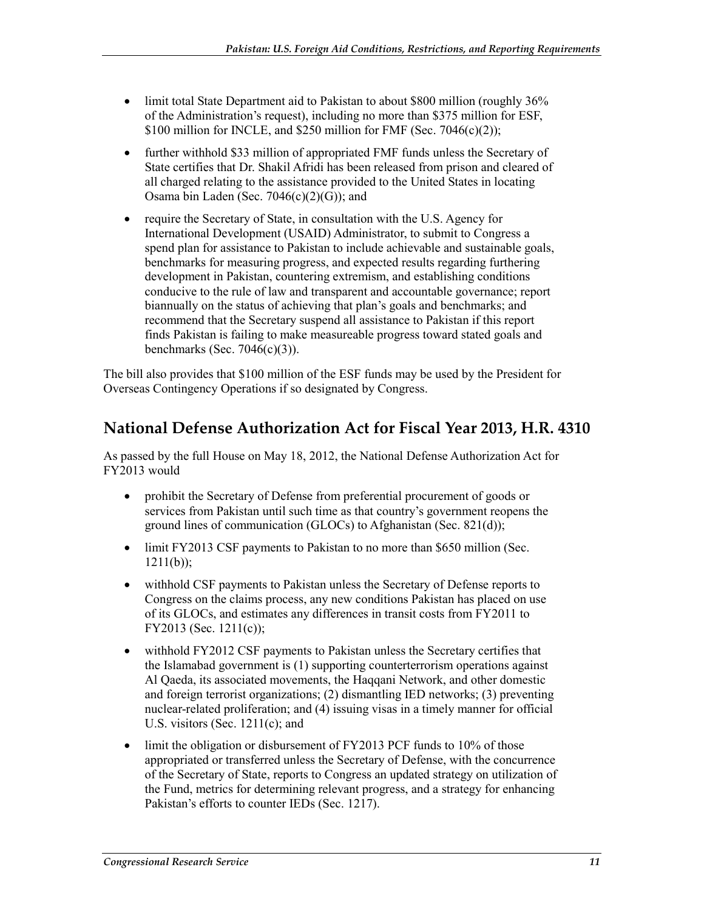- limit total State Department aid to Pakistan to about $800 million (roughly 36% of the Administration's request), including no more than $375 million for ESF, $100 million for INCLE, and $250 million for FMF (Sec. 7046(c)(2));
- further withhold $33 million of appropriated FMF funds unless the Secretary of State certifies that Dr. Shakil Afridi has been released from prison and cleared of all charged relating to the assistance provided to the United States in locating Osama bin Laden (Sec. 7046(c)(2)(G)); and
- require the Secretary of State, in consultation with the U.S. Agency for International Development (USAID) Administrator, to submit to Congress a spend plan for assistance to Pakistan to include achievable and sustainable goals, benchmarks for measuring progress, and expected results regarding furthering development in Pakistan, countering extremism, and establishing conditions conducive to the rule of law and transparent and accountable governance; report biannually on the status of achieving that plan's goals and benchmarks; and recommend that the Secretary suspend all assistance to Pakistan if this report finds Pakistan is failing to make measureable progress toward stated goals and benchmarks (Sec. 7046(c)(3)).

The bill also provides that $100 million of the ESF funds may be used by the President for Overseas Contingency Operations if so designated by Congress.

## National Defense Authorization Act for Fiscal Year 2013, H.R. 4310

As passed by the full House on May 18, 2012, the National Defense Authorization Act for FY2013 would

- prohibit the Secretary of Defense from preferential procurement of goods or services from Pakistan until such time as that country's government reopens the ground lines of communication (GLOCs) to Afghanistan (Sec. 821(d));
- limit FY2013 CSF payments to Pakistan to no more than $650 million (Sec. 1211(b));
- withhold CSF payments to Pakistan unless the Secretary of Defense reports to Congress on the claims process, any new conditions Pakistan has placed on use of its GLOCs, and estimates any differences in transit costs from FY2011 to FY2013 (Sec. 1211(c));
- withhold FY2012 CSF payments to Pakistan unless the Secretary certifies that the Islamabad government is (1) supporting counterterrorism operations against Al Qaeda, its associated movements, the Haqqani Network, and other domestic and foreign terrorist organizations; (2) dismantling IED networks; (3) preventing nuclear-related proliferation; and (4) issuing visas in a timely manner for official U.S. visitors (Sec. 1211(c); and
- limit the obligation or disbursement of FY2013 PCF funds to 10% of those appropriated or transferred unless the Secretary of Defense, with the concurrence of the Secretary of State, reports to Congress an updated strategy on utilization of the Fund, metrics for determining relevant progress, and a strategy for enhancing Pakistan's efforts to counter IEDs (Sec. 1217).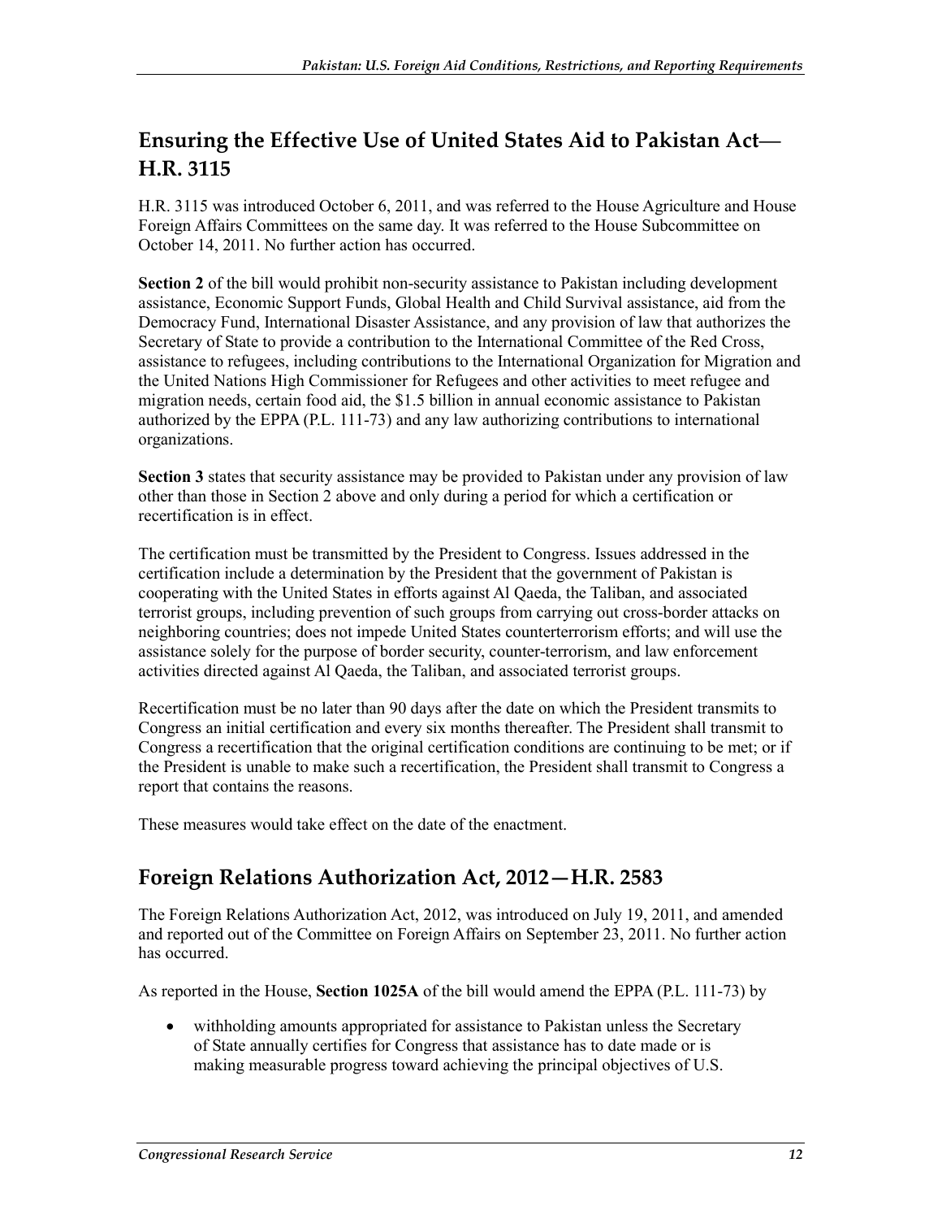## Ensuring the Effective Use of United States Aid to Pakistan Act—H.R. 3115

H.R. 3115 was introduced October 6, 2011, and was referred to the House Agriculture and House Foreign Affairs Committees on the same day. It was referred to the House Subcommittee on October 14, 2011. No further action has occurred.

**Section 2** of the bill would prohibit non-security assistance to Pakistan including development assistance, Economic Support Funds, Global Health and Child Survival assistance, aid from the Democracy Fund, International Disaster Assistance, and any provision of law that authorizes the Secretary of State to provide a contribution to the International Committee of the Red Cross, assistance to refugees, including contributions to the International Organization for Migration and the United Nations High Commissioner for Refugees and other activities to meet refugee and migration needs, certain food aid, the $1.5 billion in annual economic assistance to Pakistan authorized by the EPPA (P.L. 111-73) and any law authorizing contributions to international organizations.

**Section 3** states that security assistance may be provided to Pakistan under any provision of law other than those in Section 2 above and only during a period for which a certification or recertification is in effect.

The certification must be transmitted by the President to Congress. Issues addressed in the certification include a determination by the President that the government of Pakistan is cooperating with the United States in efforts against Al Qaeda, the Taliban, and associated terrorist groups, including prevention of such groups from carrying out cross-border attacks on neighboring countries; does not impede United States counterterrorism efforts; and will use the assistance solely for the purpose of border security, counter-terrorism, and law enforcement activities directed against Al Qaeda, the Taliban, and associated terrorist groups.

Recertification must be no later than 90 days after the date on which the President transmits to Congress an initial certification and every six months thereafter. The President shall transmit to Congress a recertification that the original certification conditions are continuing to be met; or if the President is unable to make such a recertification, the President shall transmit to Congress a report that contains the reasons.

These measures would take effect on the date of the enactment.

## Foreign Relations Authorization Act, 2012—H.R. 2583

The Foreign Relations Authorization Act, 2012, was introduced on July 19, 2011, and amended and reported out of the Committee on Foreign Affairs on September 23, 2011. No further action has occurred.

As reported in the House, **Section 1025A** of the bill would amend the EPPA (P.L. 111-73) by

- withholding amounts appropriated for assistance to Pakistan unless the Secretary of State annually certifies for Congress that assistance has to date made or is making measurable progress toward achieving the principal objectives of U.S.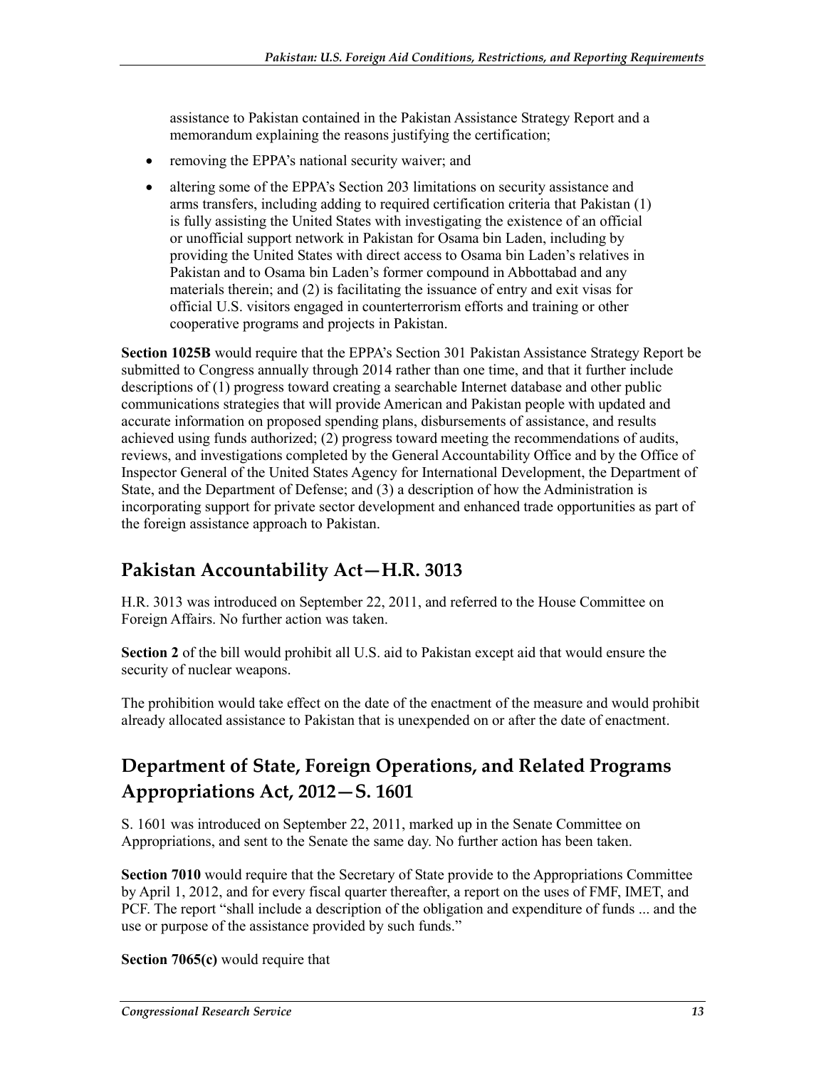assistance to Pakistan contained in the Pakistan Assistance Strategy Report and a memorandum explaining the reasons justifying the certification;

- removing the EPPA's national security waiver; and
- altering some of the EPPA's Section 203 limitations on security assistance and arms transfers, including adding to required certification criteria that Pakistan (1) is fully assisting the United States with investigating the existence of an official or unofficial support network in Pakistan for Osama bin Laden, including by providing the United States with direct access to Osama bin Laden's relatives in Pakistan and to Osama bin Laden's former compound in Abbottabad and any materials therein; and (2) is facilitating the issuance of entry and exit visas for official U.S. visitors engaged in counterterrorism efforts and training or other cooperative programs and projects in Pakistan.

**Section 1025B** would require that the EPPA's Section 301 Pakistan Assistance Strategy Report be submitted to Congress annually through 2014 rather than one time, and that it further include descriptions of (1) progress toward creating a searchable Internet database and other public communications strategies that will provide American and Pakistan people with updated and accurate information on proposed spending plans, disbursements of assistance, and results achieved using funds authorized; (2) progress toward meeting the recommendations of audits, reviews, and investigations completed by the General Accountability Office and by the Office of Inspector General of the United States Agency for International Development, the Department of State, and the Department of Defense; and (3) a description of how the Administration is incorporating support for private sector development and enhanced trade opportunities as part of the foreign assistance approach to Pakistan.

## Pakistan Accountability Act—H.R. 3013

H.R. 3013 was introduced on September 22, 2011, and referred to the House Committee on Foreign Affairs. No further action was taken.

**Section 2** of the bill would prohibit all U.S. aid to Pakistan except aid that would ensure the security of nuclear weapons.

The prohibition would take effect on the date of the enactment of the measure and would prohibit already allocated assistance to Pakistan that is unexpended on or after the date of enactment.

## Department of State, Foreign Operations, and Related Programs Appropriations Act, 2012—S. 1601

S. 1601 was introduced on September 22, 2011, marked up in the Senate Committee on Appropriations, and sent to the Senate the same day. No further action has been taken.

**Section 7010** would require that the Secretary of State provide to the Appropriations Committee by April 1, 2012, and for every fiscal quarter thereafter, a report on the uses of FMF, IMET, and PCF. The report "shall include a description of the obligation and expenditure of funds ... and the use or purpose of the assistance provided by such funds."

**Section 7065(c)** would require that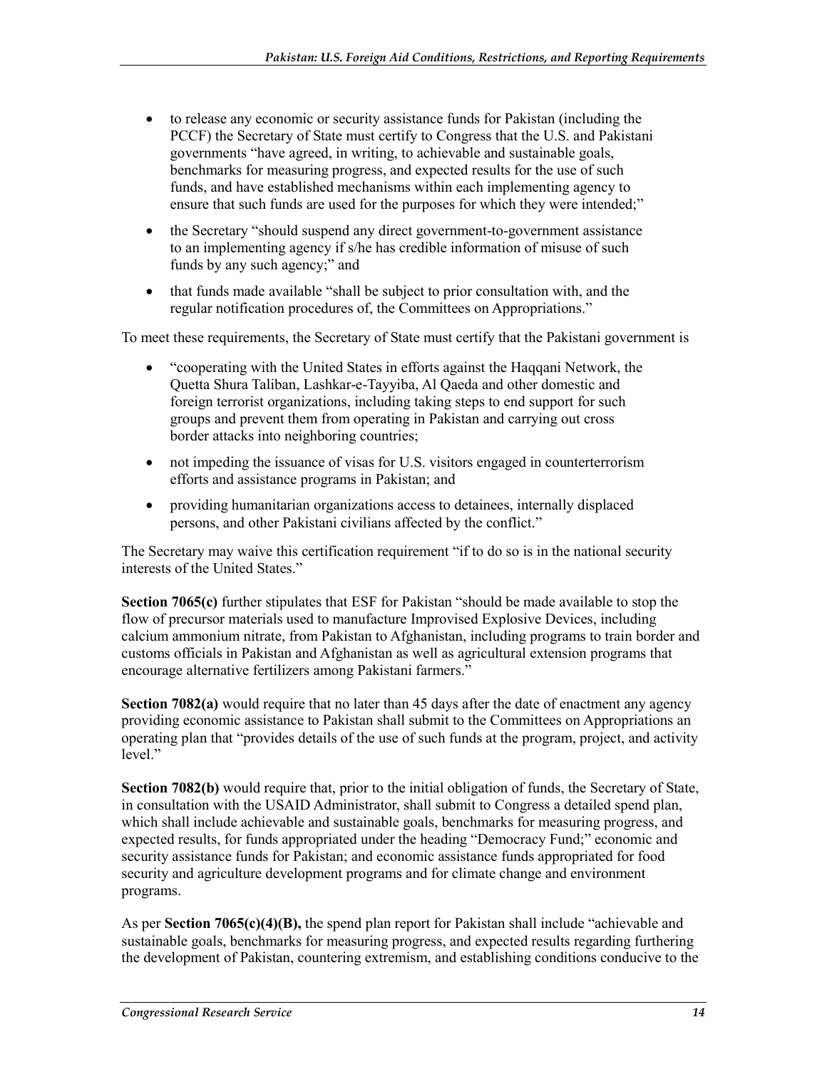- to release any economic or security assistance funds for Pakistan (including the PCCF) the Secretary of State must certify to Congress that the U.S. and Pakistani governments "have agreed, in writing, to achievable and sustainable goals, benchmarks for measuring progress, and expected results for the use of such funds, and have established mechanisms within each implementing agency to ensure that such funds are used for the purposes for which they were intended;"
- the Secretary "should suspend any direct government-to-government assistance to an implementing agency if s/he has credible information of misuse of such funds by any such agency;" and
- that funds made available "shall be subject to prior consultation with, and the regular notification procedures of, the Committees on Appropriations."

To meet these requirements, the Secretary of State must certify that the Pakistani government is

- "cooperating with the United States in efforts against the Haqqani Network, the Quetta Shura Taliban, Lashkar-e-Tayyiba, Al Qaeda and other domestic and foreign terrorist organizations, including taking steps to end support for such groups and prevent them from operating in Pakistan and carrying out cross border attacks into neighboring countries;
- not impeding the issuance of visas for U.S. visitors engaged in counterterrorism efforts and assistance programs in Pakistan; and
- providing humanitarian organizations access to detainees, internally displaced persons, and other Pakistani civilians affected by the conflict."

The Secretary may waive this certification requirement "if to do so is in the national security interests of the United States."

**Section 7065(c)** further stipulates that ESF for Pakistan "should be made available to stop the flow of precursor materials used to manufacture Improvised Explosive Devices, including calcium ammonium nitrate, from Pakistan to Afghanistan, including programs to train border and customs officials in Pakistan and Afghanistan as well as agricultural extension programs that encourage alternative fertilizers among Pakistani farmers."

**Section 7082(a)** would require that no later than 45 days after the date of enactment any agency providing economic assistance to Pakistan shall submit to the Committees on Appropriations an operating plan that "provides details of the use of such funds at the program, project, and activity level."

**Section 7082(b)** would require that, prior to the initial obligation of funds, the Secretary of State, in consultation with the USAID Administrator, shall submit to Congress a detailed spend plan, which shall include achievable and sustainable goals, benchmarks for measuring progress, and expected results, for funds appropriated under the heading "Democracy Fund;" economic and security assistance funds for Pakistan; and economic assistance funds appropriated for food security and agriculture development programs and for climate change and environment programs.

As per **Section 7065(c)(4)(B),** the spend plan report for Pakistan shall include "achievable and sustainable goals, benchmarks for measuring progress, and expected results regarding furthering the development of Pakistan, countering extremism, and establishing conditions conducive to the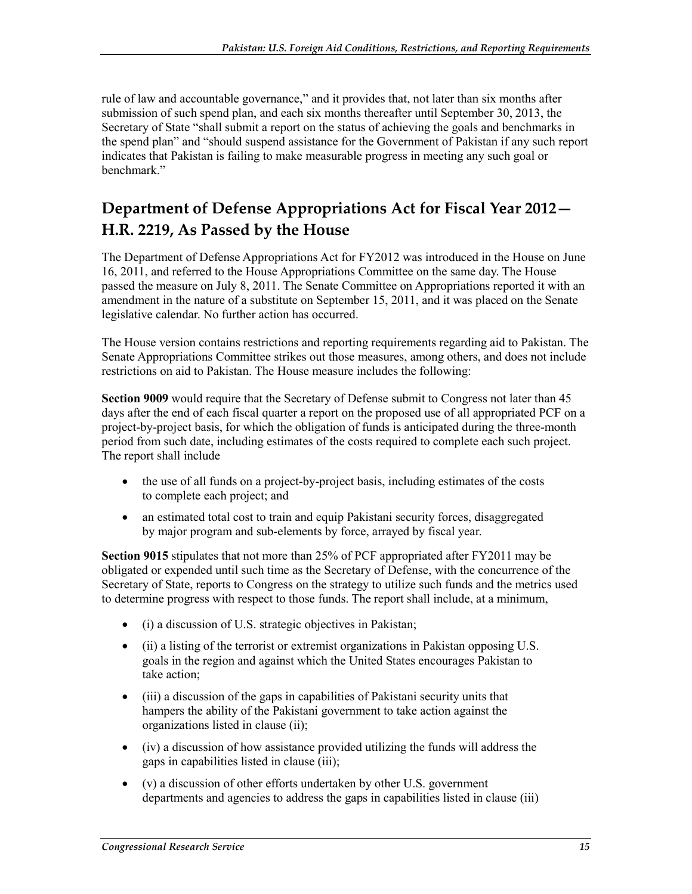rule of law and accountable governance," and it provides that, not later than six months after submission of such spend plan, and each six months thereafter until September 30, 2013, the Secretary of State "shall submit a report on the status of achieving the goals and benchmarks in the spend plan" and "should suspend assistance for the Government of Pakistan if any such report indicates that Pakistan is failing to make measurable progress in meeting any such goal or benchmark."

## Department of Defense Appropriations Act for Fiscal Year 2012—H.R. 2219, As Passed by the House

The Department of Defense Appropriations Act for FY2012 was introduced in the House on June 16, 2011, and referred to the House Appropriations Committee on the same day. The House passed the measure on July 8, 2011. The Senate Committee on Appropriations reported it with an amendment in the nature of a substitute on September 15, 2011, and it was placed on the Senate legislative calendar. No further action has occurred.

The House version contains restrictions and reporting requirements regarding aid to Pakistan. The Senate Appropriations Committee strikes out those measures, among others, and does not include restrictions on aid to Pakistan. The House measure includes the following:

**Section 9009** would require that the Secretary of Defense submit to Congress not later than 45 days after the end of each fiscal quarter a report on the proposed use of all appropriated PCF on a project-by-project basis, for which the obligation of funds is anticipated during the three-month period from such date, including estimates of the costs required to complete each such project. The report shall include

- the use of all funds on a project-by-project basis, including estimates of the costs to complete each project; and
- an estimated total cost to train and equip Pakistani security forces, disaggregated by major program and sub-elements by force, arrayed by fiscal year.

**Section 9015** stipulates that not more than 25% of PCF appropriated after FY2011 may be obligated or expended until such time as the Secretary of Defense, with the concurrence of the Secretary of State, reports to Congress on the strategy to utilize such funds and the metrics used to determine progress with respect to those funds. The report shall include, at a minimum,

- (i) a discussion of U.S. strategic objectives in Pakistan;
- (ii) a listing of the terrorist or extremist organizations in Pakistan opposing U.S. goals in the region and against which the United States encourages Pakistan to take action;
- (iii) a discussion of the gaps in capabilities of Pakistani security units that hampers the ability of the Pakistani government to take action against the organizations listed in clause (ii);
- (iv) a discussion of how assistance provided utilizing the funds will address the gaps in capabilities listed in clause (iii);
- (v) a discussion of other efforts undertaken by other U.S. government departments and agencies to address the gaps in capabilities listed in clause (iii)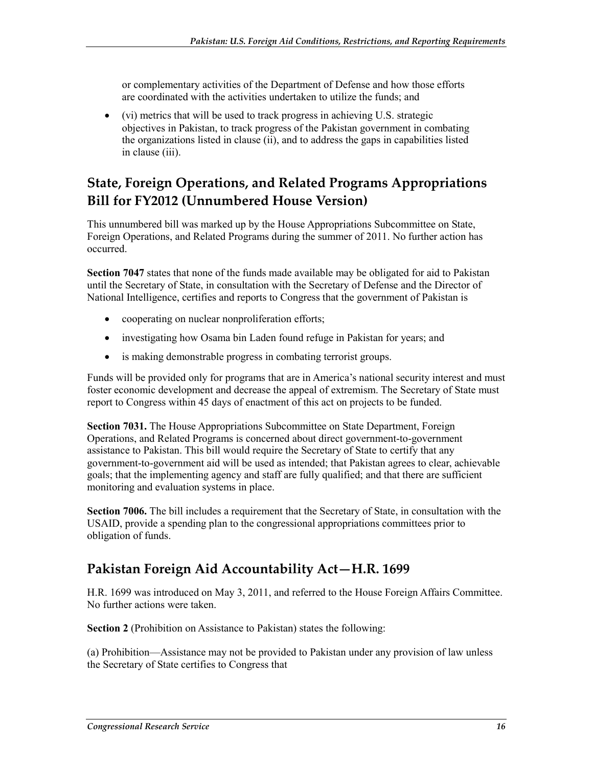or complementary activities of the Department of Defense and how those efforts are coordinated with the activities undertaken to utilize the funds; and

- (vi) metrics that will be used to track progress in achieving U.S. strategic objectives in Pakistan, to track progress of the Pakistan government in combating the organizations listed in clause (ii), and to address the gaps in capabilities listed in clause (iii).

## State, Foreign Operations, and Related Programs Appropriations Bill for FY2012 (Unnumbered House Version)

This unnumbered bill was marked up by the House Appropriations Subcommittee on State, Foreign Operations, and Related Programs during the summer of 2011. No further action has occurred.

**Section 7047** states that none of the funds made available may be obligated for aid to Pakistan until the Secretary of State, in consultation with the Secretary of Defense and the Director of National Intelligence, certifies and reports to Congress that the government of Pakistan is

- cooperating on nuclear nonproliferation efforts;
- investigating how Osama bin Laden found refuge in Pakistan for years; and
- is making demonstrable progress in combating terrorist groups.

Funds will be provided only for programs that are in America's national security interest and must foster economic development and decrease the appeal of extremism. The Secretary of State must report to Congress within 45 days of enactment of this act on projects to be funded.

**Section 7031.** The House Appropriations Subcommittee on State Department, Foreign Operations, and Related Programs is concerned about direct government-to-government assistance to Pakistan. This bill would require the Secretary of State to certify that any government-to-government aid will be used as intended; that Pakistan agrees to clear, achievable goals; that the implementing agency and staff are fully qualified; and that there are sufficient monitoring and evaluation systems in place.

**Section 7006.** The bill includes a requirement that the Secretary of State, in consultation with the USAID, provide a spending plan to the congressional appropriations committees prior to obligation of funds.

## Pakistan Foreign Aid Accountability Act—H.R. 1699

H.R. 1699 was introduced on May 3, 2011, and referred to the House Foreign Affairs Committee. No further actions were taken.

**Section 2** (Prohibition on Assistance to Pakistan) states the following:

(a) Prohibition—Assistance may not be provided to Pakistan under any provision of law unless the Secretary of State certifies to Congress that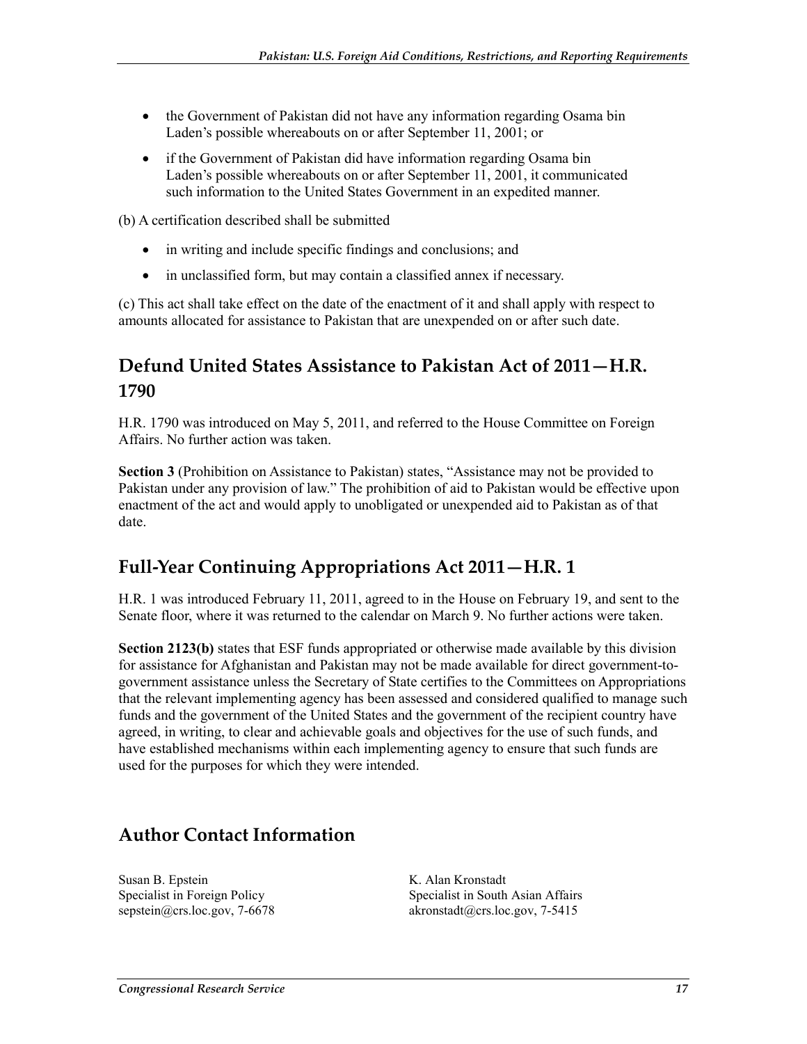- the Government of Pakistan did not have any information regarding Osama bin Laden's possible whereabouts on or after September 11, 2001; or
- if the Government of Pakistan did have information regarding Osama bin Laden's possible whereabouts on or after September 11, 2001, it communicated such information to the United States Government in an expedited manner.

(b) A certification described shall be submitted

- in writing and include specific findings and conclusions; and
- in unclassified form, but may contain a classified annex if necessary.

(c) This act shall take effect on the date of the enactment of it and shall apply with respect to amounts allocated for assistance to Pakistan that are unexpended on or after such date.

## Defund United States Assistance to Pakistan Act of 2011—H.R. 1790

H.R. 1790 was introduced on May 5, 2011, and referred to the House Committee on Foreign Affairs. No further action was taken.

**Section 3** (Prohibition on Assistance to Pakistan) states, "Assistance may not be provided to Pakistan under any provision of law." The prohibition of aid to Pakistan would be effective upon enactment of the act and would apply to unobligated or unexpended aid to Pakistan as of that date.

## Full-Year Continuing Appropriations Act 2011—H.R. 1

H.R. 1 was introduced February 11, 2011, agreed to in the House on February 19, and sent to the Senate floor, where it was returned to the calendar on March 9. No further actions were taken.

**Section 2123(b)** states that ESF funds appropriated or otherwise made available by this division for assistance for Afghanistan and Pakistan may not be made available for direct government-to-government assistance unless the Secretary of State certifies to the Committees on Appropriations that the relevant implementing agency has been assessed and considered qualified to manage such funds and the government of the United States and the government of the recipient country have agreed, in writing, to clear and achievable goals and objectives for the use of such funds, and have established mechanisms within each implementing agency to ensure that such funds are used for the purposes for which they were intended.

## Author Contact Information

Susan B. Epstein
Specialist in Foreign Policy
sepstein@crs.loc.gov, 7-6678

K. Alan Kronstadt
Specialist in South Asian Affairs
akronstadt@crs.loc.gov, 7-5415